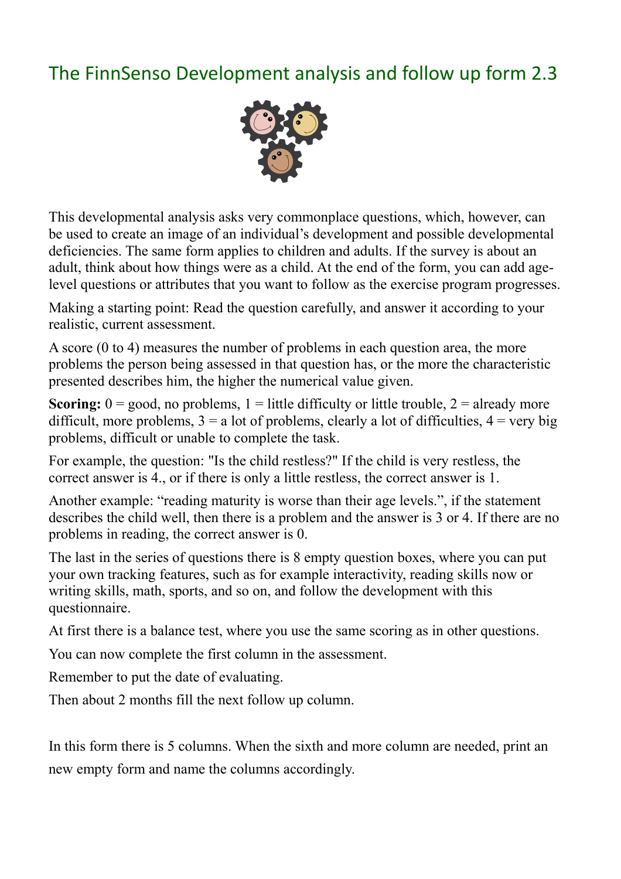# The FinnSenso Development analysis and follow up form 2.3

This developmental analysis asks very commonplace questions, which, however, can be used to create an image of an individual's development and possible developmental deficiencies. The same form applies to children and adults. If the survey is about an adult, think about how things were as a child. At the end of the form, you can add age-level questions or attributes that you want to follow as the exercise program progresses.

Making a starting point: Read the question carefully, and answer it according to your realistic, current assessment.

A score (0 to 4) measures the number of problems in each question area, the more problems the person being assessed in that question has, or the more the characteristic presented describes him, the higher the numerical value given.

**Scoring:** 0 = good, no problems, 1 = little difficulty or little trouble, 2 = already more difficult, more problems, 3 = a lot of problems, clearly a lot of difficulties, 4 = very big problems, difficult or unable to complete the task.

For example, the question: "Is the child restless?" If the child is very restless, the correct answer is 4., or if there is only a little restless, the correct answer is 1.

Another example: "reading maturity is worse than their age levels.", if the statement describes the child well, then there is a problem and the answer is 3 or 4. If there are no problems in reading, the correct answer is 0.

The last in the series of questions there is 8 empty question boxes, where you can put your own tracking features, such as for example interactivity, reading skills now or writing skills, math, sports, and so on, and follow the development with this questionnaire.

At first there is a balance test, where you use the same scoring as in other questions.

You can now complete the first column in the assessment.

Remember to put the date of evaluating.

Then about 2 months fill the next follow up column.

In this form there is 5 columns. When the sixth and more column are needed, print an new empty form and name the columns accordingly.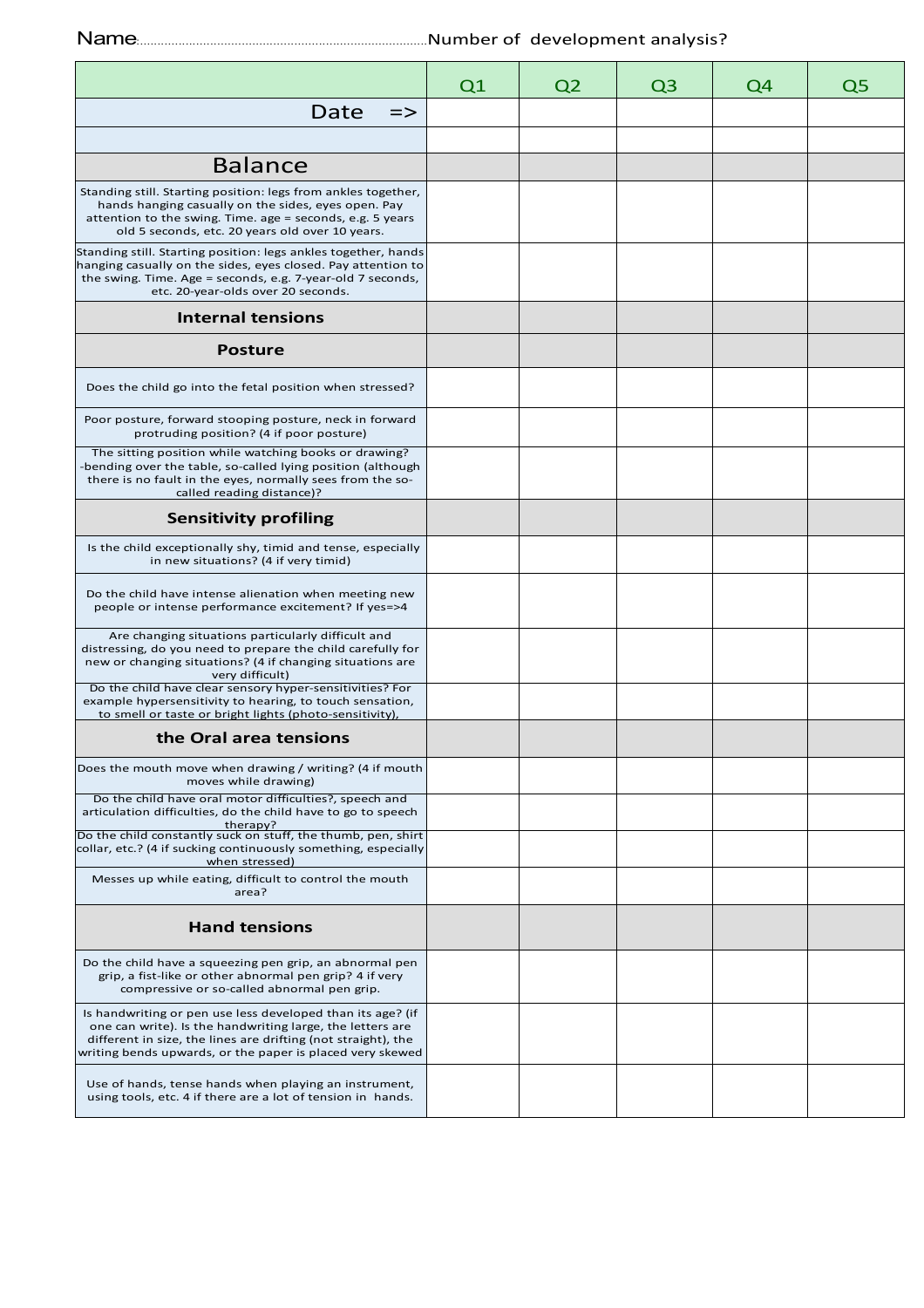Name......................................................................................Number of development analysis?

| | Q1 | Q2 | Q3 | Q4 | Q5 |
|---|---|---|---|---|---|
| Date => | | | | | |
| | | | | | |
| **Balance** | | | | | |
| Standing still. Starting position: legs from ankles together, hands hanging casually on the sides, eyes open. Pay attention to the swing. Time. age = seconds, e.g. 5 years old 5 seconds, etc. 20 years old over 10 years. | | | | | |
| Standing still. Starting position: legs ankles together, hands hanging casually on the sides, eyes closed. Pay attention to the swing. Time. Age = seconds, e.g. 7-year-old 7 seconds, etc. 20-year-olds over 20 seconds. | | | | | |
| **Internal tensions** | | | | | |
| **Posture** | | | | | |
| Does the child go into the fetal position when stressed? | | | | | |
| Poor posture, forward stooping posture, neck in forward protruding position? (4 if poor posture) | | | | | |
| The sitting position while watching books or drawing? -bending over the table, so-called lying position (although there is no fault in the eyes, normally sees from the so-called reading distance)? | | | | | |
| **Sensitivity profiling** | | | | | |
| Is the child exceptionally shy, timid and tense, especially in new situations? (4 if very timid) | | | | | |
| Do the child have intense alienation when meeting new people or intense performance excitement? If yes=>4 | | | | | |
| Are changing situations particularly difficult and distressing, do you need to prepare the child carefully for new or changing situations? (4 if changing situations are very difficult) | | | | | |
| Do the child have clear sensory hyper-sensitivities? For example hypersensitivity to hearing, to touch sensation, to smell or taste or bright lights (photo-sensitivity), | | | | | |
| **the Oral area tensions** | | | | | |
| Does the mouth move when drawing / writing? (4 if mouth moves while drawing) | | | | | |
| Do the child have oral motor difficulties?, speech and articulation difficulties, do the child have to go to speech therapy? | | | | | |
| Do the child constantly suck on stuff, the thumb, pen, shirt collar, etc.? (4 if sucking continuously something, especially when stressed) | | | | | |
| Messes up while eating, difficult to control the mouth area? | | | | | |
| **Hand tensions** | | | | | |
| Do the child have a squeezing pen grip, an abnormal pen grip, a fist-like or other abnormal pen grip? 4 if very compressive or so-called abnormal pen grip. | | | | | |
| Is handwriting or pen use less developed than its age? (if one can write). Is the handwriting large, the letters are different in size, the lines are drifting (not straight), the writing bends upwards, or the paper is placed very skewed | | | | | |
| Use of hands, tense hands when playing an instrument, using tools, etc. 4 if there are a lot of tension in hands. | | | | | |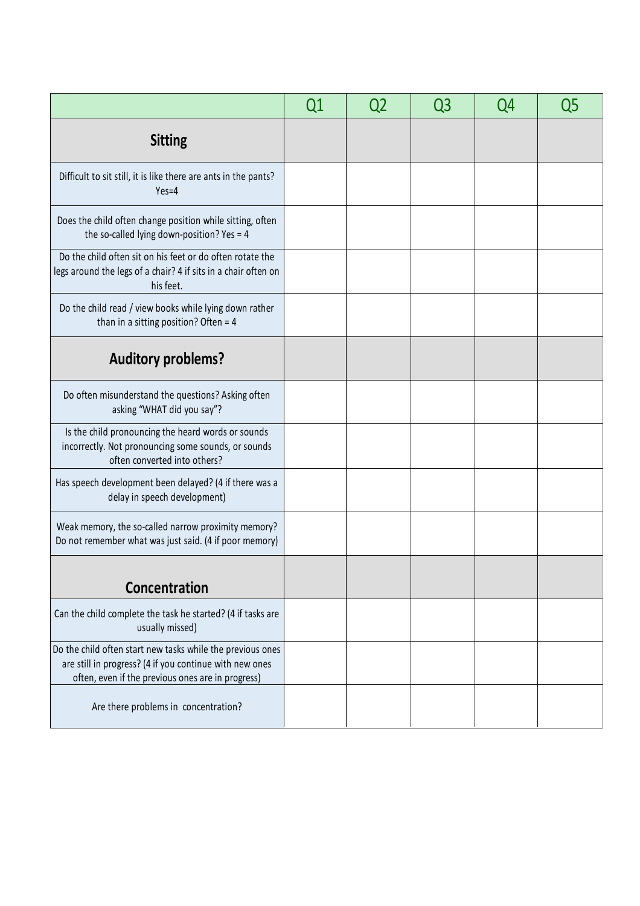| | Q1 | Q2 | Q3 | Q4 | Q5 |
|---|---|---|---|---|---|
| **Sitting** | | | | | |
| Difficult to sit still, it is like there are ants in the pants? Yes=4 | | | | | |
| Does the child often change position while sitting, often the so-called lying down-position? Yes = 4 | | | | | |
| Do the child often sit on his feet or do often rotate the legs around the legs of a chair? 4 if sits in a chair often on his feet. | | | | | |
| Do the child read / view books while lying down rather than in a sitting position? Often = 4 | | | | | |
| **Auditory problems?** | | | | | |
| Do often misunderstand the questions? Asking often asking "WHAT did you say"? | | | | | |
| Is the child pronouncing the heard words or sounds incorrectly. Not pronouncing some sounds, or sounds often converted into others? | | | | | |
| Has speech development been delayed? (4 if there was a delay in speech development) | | | | | |
| Weak memory, the so-called narrow proximity memory? Do not remember what was just said. (4 if poor memory) | | | | | |
| **Concentration** | | | | | |
| Can the child complete the task he started? (4 if tasks are usually missed) | | | | | |
| Do the child often start new tasks while the previous ones are still in progress? (4 if you continue with new ones often, even if the previous ones are in progress) | | | | | |
| Are there problems in concentration? | | | | | |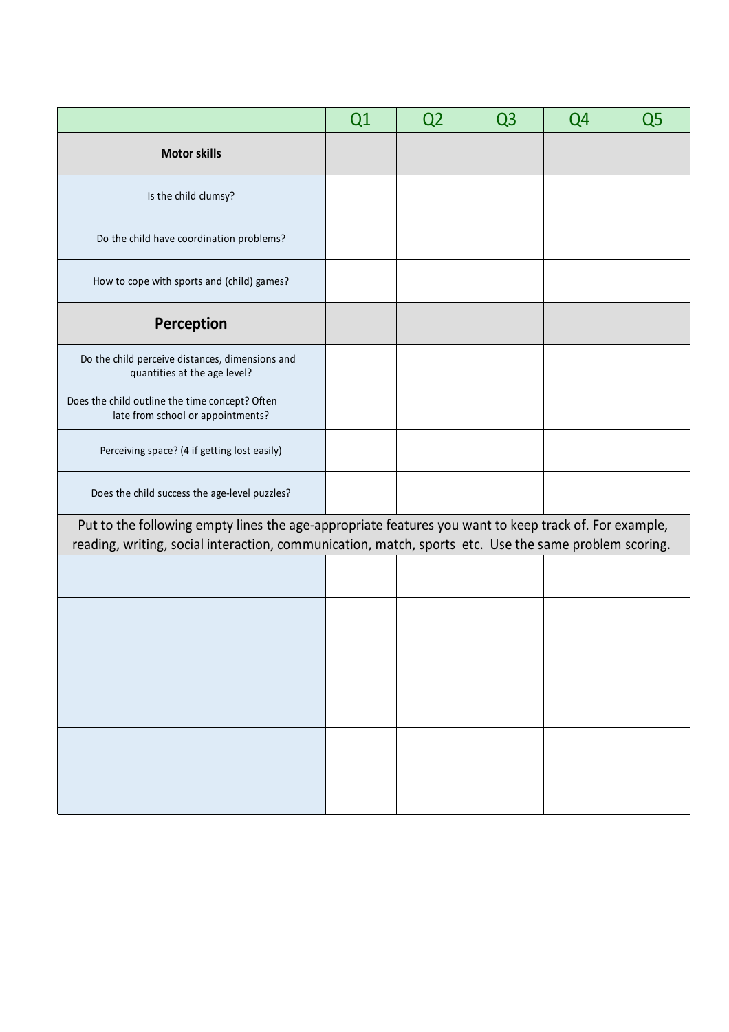| | Q1 | Q2 | Q3 | Q4 | Q5 |
|---|---|---|---|---|---|
| **Motor skills** | | | | | |
| Is the child clumsy? | | | | | |
| Do the child have coordination problems? | | | | | |
| How to cope with sports and (child) games? | | | | | |
| **Perception** | | | | | |
| Do the child perceive distances, dimensions and quantities at the age level? | | | | | |
| Does the child outline the time concept? Often late from school or appointments? | | | | | |
| Perceiving space? (4 if getting lost easily) | | | | | |
| Does the child success the age-level puzzles? | | | | | |
| Put to the following empty lines the age-appropriate features you want to keep track of. For example, reading, writing, social interaction, communication, match, sports etc. Use the same problem scoring. | | | | | |
| | | | | | |
| | | | | | |
| | | | | | |
| | | | | | |
| | | | | | |
| | | | | | |